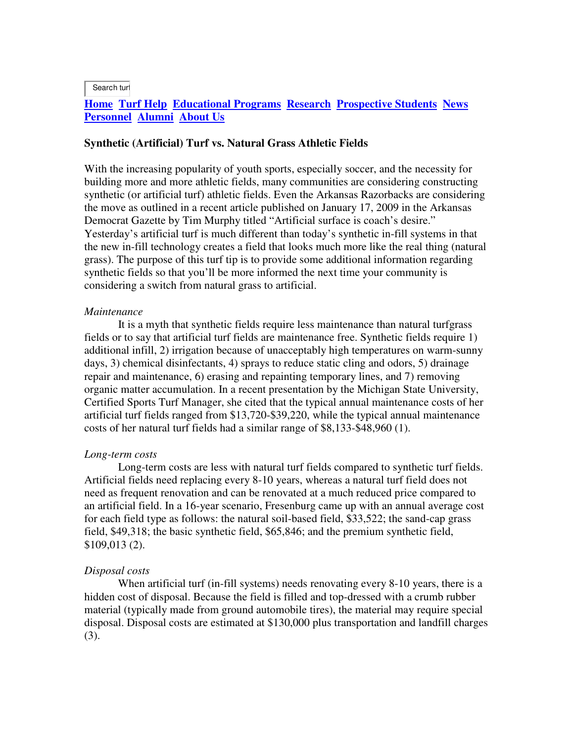Search turf

**Home Turf Help Educational Programs Research Prospective Students News Personnel Alumni About Us**

**Synthetic (Artificial) Turf vs. Natural Grass Athletic Fields**

With the increasing popularity of youth sports, especially soccer, and the necessity for building more and more athletic fields, many communities are considering constructing synthetic (or artificial turf) athletic fields. Even the Arkansas Razorbacks are considering the move as outlined in a recent article published on January 17, 2009 in the Arkansas Democrat Gazette by Tim Murphy titled "Artificial surface is coach's desire." Yesterday's artificial turf is much different than today's synthetic in-fill systems in that the new in-fill technology creates a field that looks much more like the real thing (natural grass). The purpose of this turf tip is to provide some additional information regarding synthetic fields so that you'll be more informed the next time your community is considering a switch from natural grass to artificial.

*Maintenance*

It is a myth that synthetic fields require less maintenance than natural turfgrass fields or to say that artificial turf fields are maintenance free. Synthetic fields require 1) additional infill, 2) irrigation because of unacceptably high temperatures on warm-sunny days, 3) chemical disinfectants, 4) sprays to reduce static cling and odors, 5) drainage repair and maintenance, 6) erasing and repainting temporary lines, and 7) removing organic matter accumulation. In a recent presentation by the Michigan State University, Certified Sports Turf Manager, she cited that the typical annual maintenance costs of her artificial turf fields ranged from $13,720-$39,220, while the typical annual maintenance costs of her natural turf fields had a similar range of $8,133-$48,960 (1).

*Long-term costs*

Long-term costs are less with natural turf fields compared to synthetic turf fields. Artificial fields need replacing every 8-10 years, whereas a natural turf field does not need as frequent renovation and can be renovated at a much reduced price compared to an artificial field. In a 16-year scenario, Fresenburg came up with an annual average cost for each field type as follows: the natural soil-based field, $33,522; the sand-cap grass field, $49,318; the basic synthetic field, $65,846; and the premium synthetic field, $109,013 (2).

*Disposal costs*

When artificial turf (in-fill systems) needs renovating every 8-10 years, there is a hidden cost of disposal. Because the field is filled and top-dressed with a crumb rubber material (typically made from ground automobile tires), the material may require special disposal. Disposal costs are estimated at $130,000 plus transportation and landfill charges (3).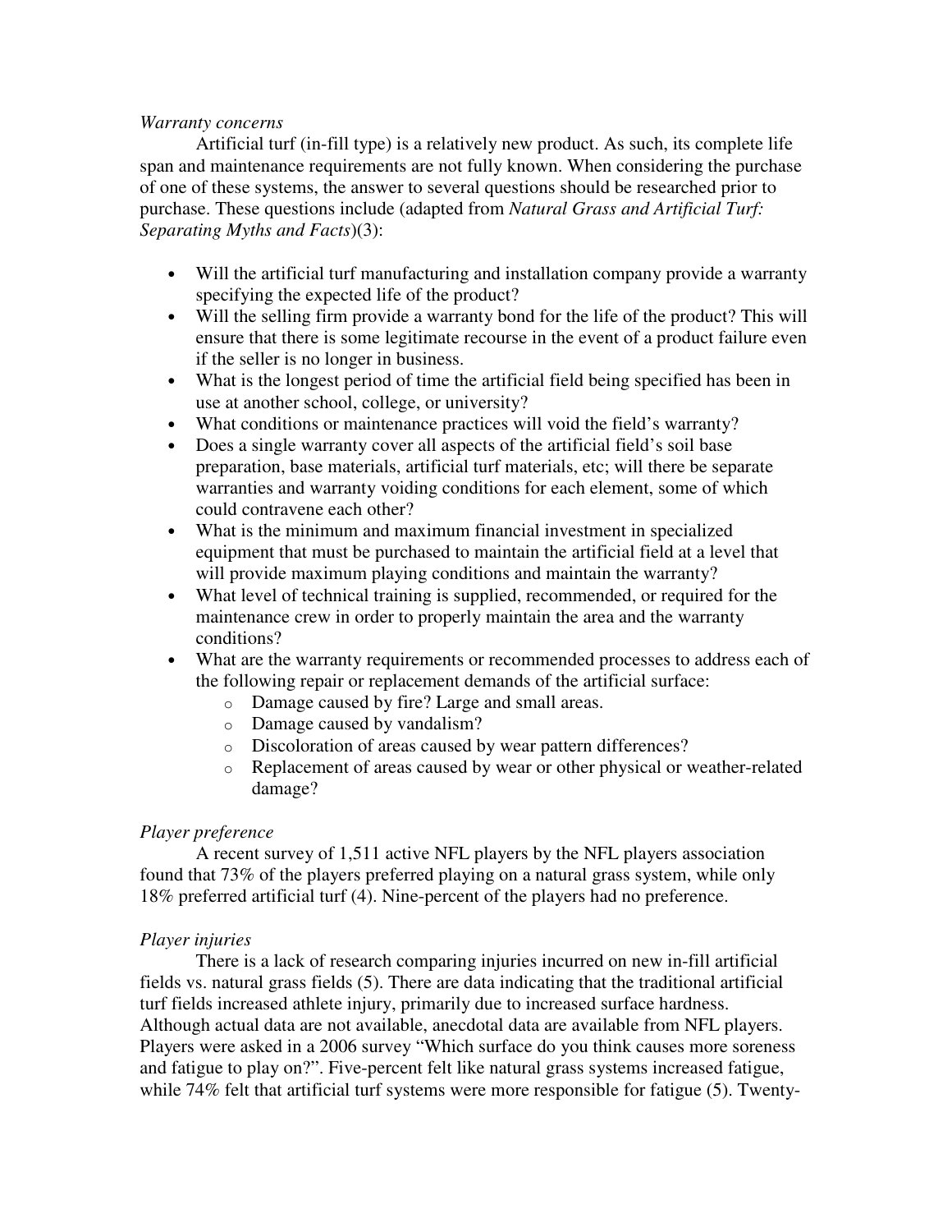*Warranty concerns*

Artificial turf (in-fill type) is a relatively new product. As such, its complete life span and maintenance requirements are not fully known. When considering the purchase of one of these systems, the answer to several questions should be researched prior to purchase. These questions include (adapted from *Natural Grass and Artificial Turf: Separating Myths and Facts*)(3):

- Will the artificial turf manufacturing and installation company provide a warranty specifying the expected life of the product?
- Will the selling firm provide a warranty bond for the life of the product? This will ensure that there is some legitimate recourse in the event of a product failure even if the seller is no longer in business.
- What is the longest period of time the artificial field being specified has been in use at another school, college, or university?
- What conditions or maintenance practices will void the field's warranty?
- Does a single warranty cover all aspects of the artificial field's soil base preparation, base materials, artificial turf materials, etc; will there be separate warranties and warranty voiding conditions for each element, some of which could contravene each other?
- What is the minimum and maximum financial investment in specialized equipment that must be purchased to maintain the artificial field at a level that will provide maximum playing conditions and maintain the warranty?
- What level of technical training is supplied, recommended, or required for the maintenance crew in order to properly maintain the area and the warranty conditions?
- What are the warranty requirements or recommended processes to address each of the following repair or replacement demands of the artificial surface:
    - Damage caused by fire? Large and small areas.
    - Damage caused by vandalism?
    - Discoloration of areas caused by wear pattern differences?
    - Replacement of areas caused by wear or other physical or weather-related damage?

*Player preference*

A recent survey of 1,511 active NFL players by the NFL players association found that 73% of the players preferred playing on a natural grass system, while only 18% preferred artificial turf (4). Nine-percent of the players had no preference.

*Player injuries*

There is a lack of research comparing injuries incurred on new in-fill artificial fields vs. natural grass fields (5). There are data indicating that the traditional artificial turf fields increased athlete injury, primarily due to increased surface hardness. Although actual data are not available, anecdotal data are available from NFL players. Players were asked in a 2006 survey "Which surface do you think causes more soreness and fatigue to play on?". Five-percent felt like natural grass systems increased fatigue, while 74% felt that artificial turf systems were more responsible for fatigue (5). Twenty-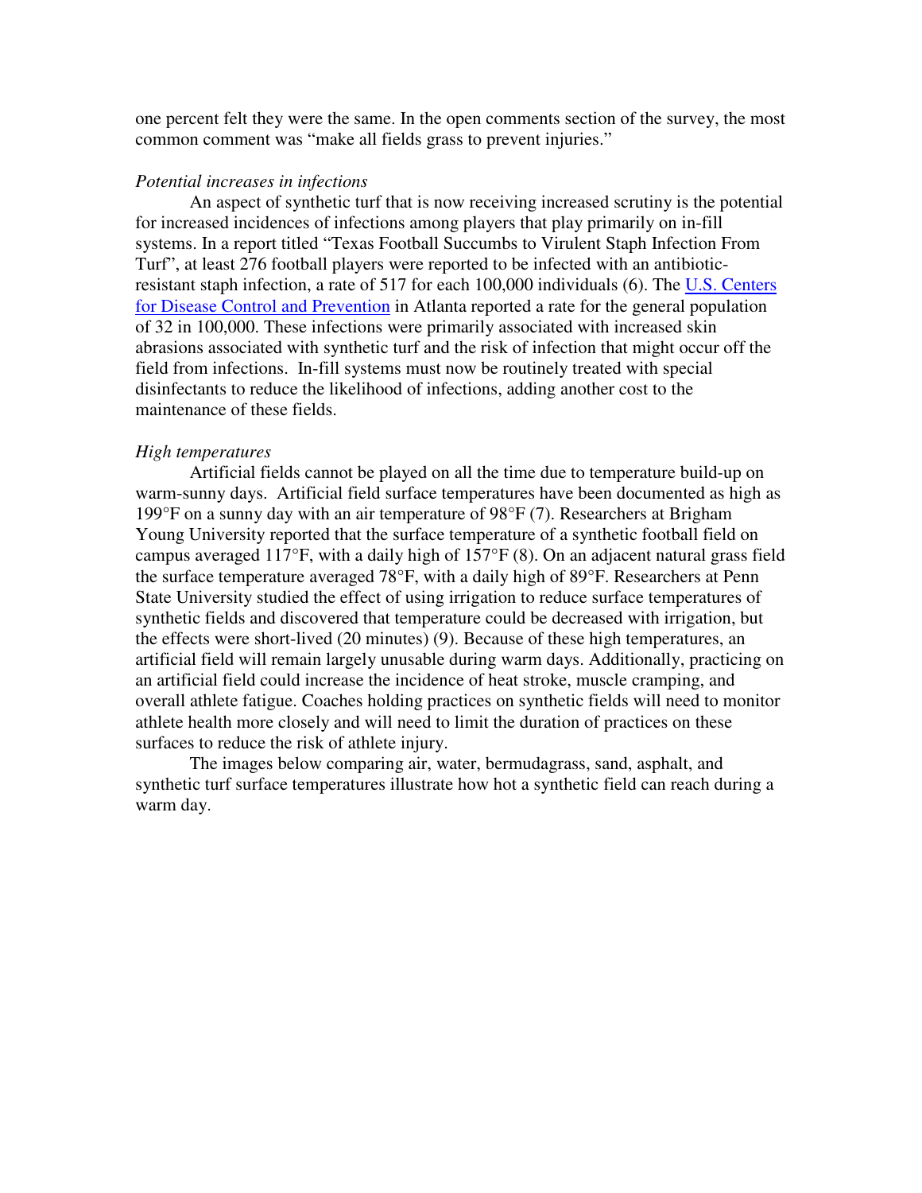one percent felt they were the same. In the open comments section of the survey, the most common comment was "make all fields grass to prevent injuries."

*Potential increases in infections*

An aspect of synthetic turf that is now receiving increased scrutiny is the potential for increased incidences of infections among players that play primarily on in-fill systems. In a report titled "Texas Football Succumbs to Virulent Staph Infection From Turf", at least 276 football players were reported to be infected with an antibiotic-resistant staph infection, a rate of 517 for each 100,000 individuals (6). The U.S. Centers for Disease Control and Prevention in Atlanta reported a rate for the general population of 32 in 100,000. These infections were primarily associated with increased skin abrasions associated with synthetic turf and the risk of infection that might occur off the field from infections. In-fill systems must now be routinely treated with special disinfectants to reduce the likelihood of infections, adding another cost to the maintenance of these fields.

*High temperatures*

Artificial fields cannot be played on all the time due to temperature build-up on warm-sunny days. Artificial field surface temperatures have been documented as high as 199°F on a sunny day with an air temperature of 98°F (7). Researchers at Brigham Young University reported that the surface temperature of a synthetic football field on campus averaged 117°F, with a daily high of 157°F (8). On an adjacent natural grass field the surface temperature averaged 78°F, with a daily high of 89°F. Researchers at Penn State University studied the effect of using irrigation to reduce surface temperatures of synthetic fields and discovered that temperature could be decreased with irrigation, but the effects were short-lived (20 minutes) (9). Because of these high temperatures, an artificial field will remain largely unusable during warm days. Additionally, practicing on an artificial field could increase the incidence of heat stroke, muscle cramping, and overall athlete fatigue. Coaches holding practices on synthetic fields will need to monitor athlete health more closely and will need to limit the duration of practices on these surfaces to reduce the risk of athlete injury.

The images below comparing air, water, bermudagrass, sand, asphalt, and synthetic turf surface temperatures illustrate how hot a synthetic field can reach during a warm day.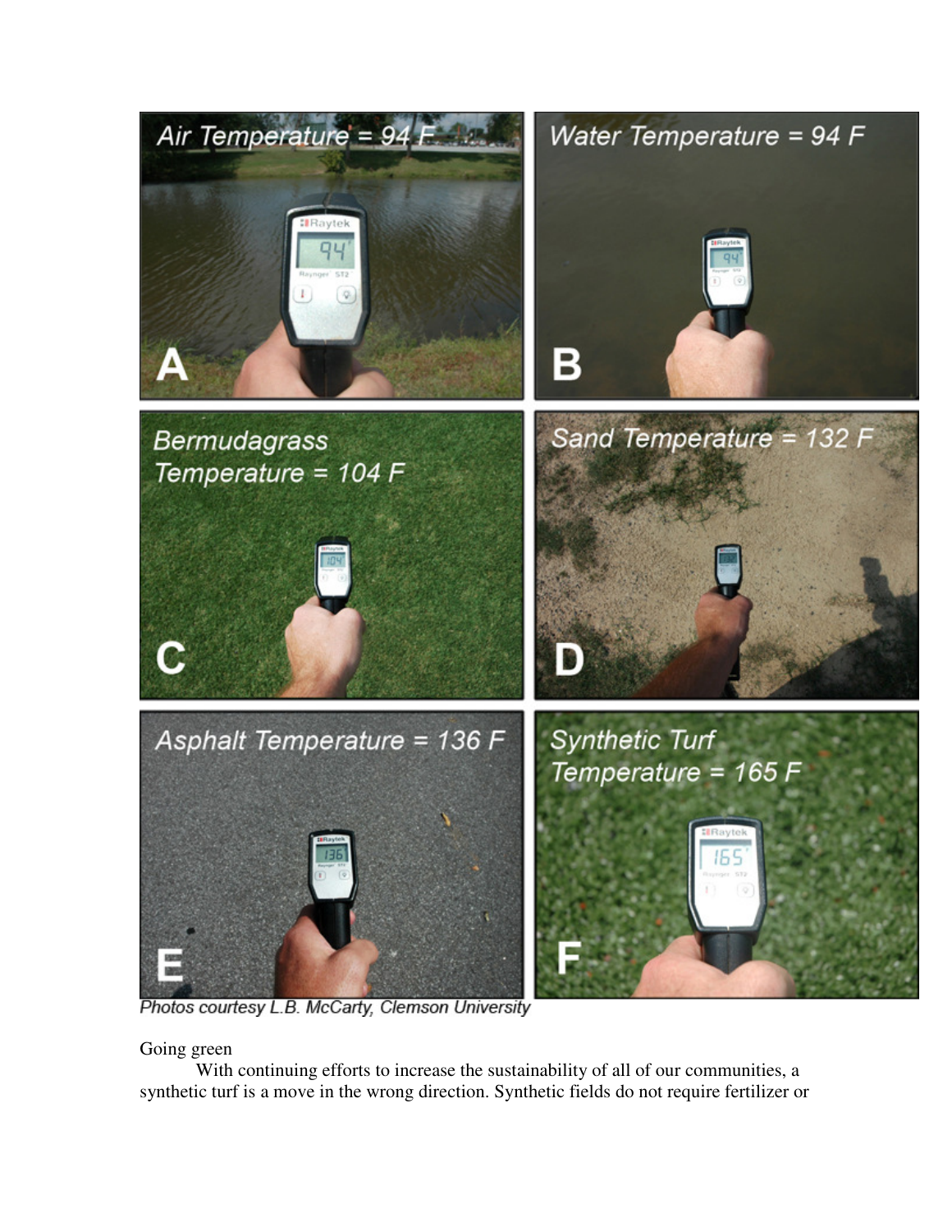Photos courtesy L.B. McCarty, Clemson University

Going green

With continuing efforts to increase the sustainability of all of our communities, a synthetic turf is a move in the wrong direction. Synthetic fields do not require fertilizer or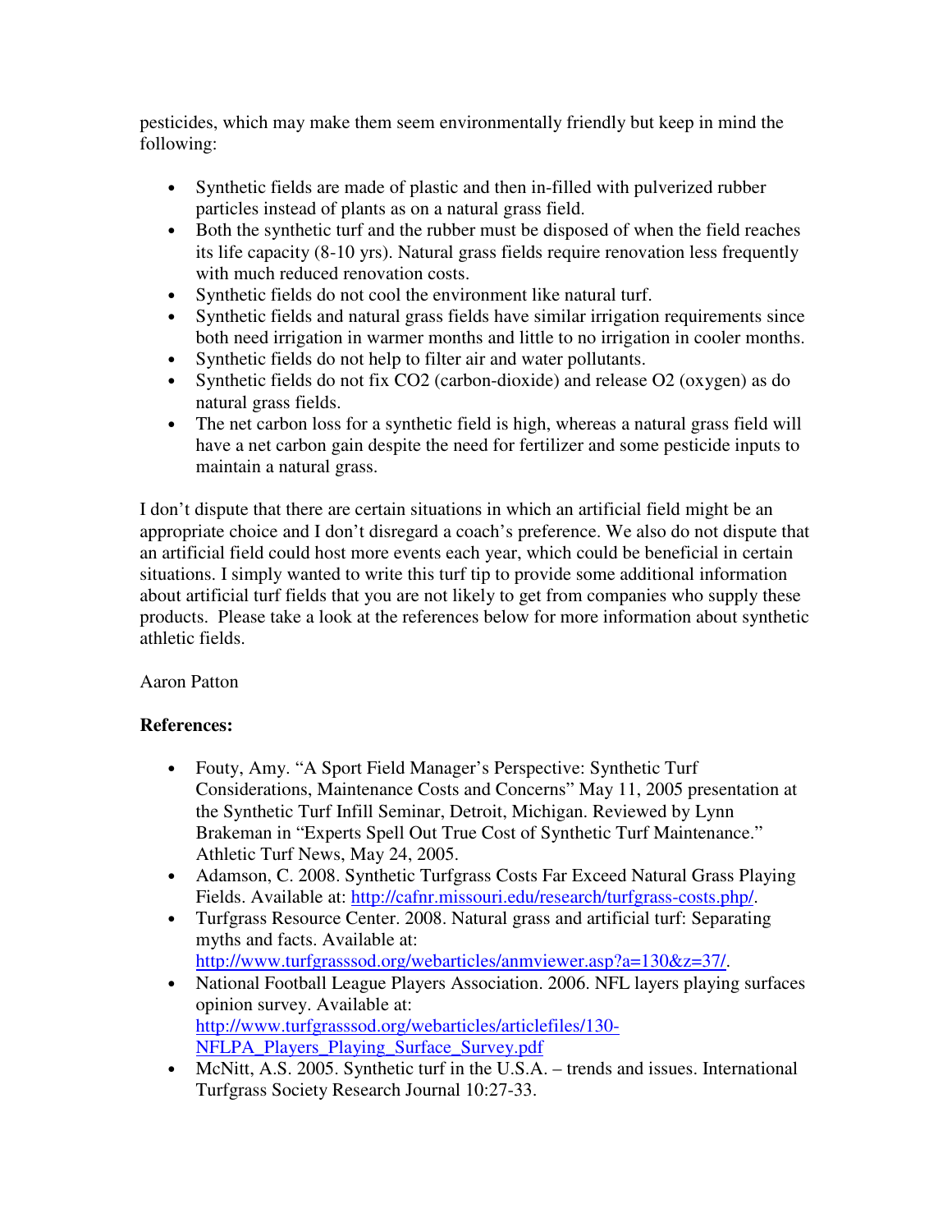pesticides, which may make them seem environmentally friendly but keep in mind the following:

- Synthetic fields are made of plastic and then in-filled with pulverized rubber particles instead of plants as on a natural grass field.
- Both the synthetic turf and the rubber must be disposed of when the field reaches its life capacity (8-10 yrs). Natural grass fields require renovation less frequently with much reduced renovation costs.
- Synthetic fields do not cool the environment like natural turf.
- Synthetic fields and natural grass fields have similar irrigation requirements since both need irrigation in warmer months and little to no irrigation in cooler months.
- Synthetic fields do not help to filter air and water pollutants.
- Synthetic fields do not fix $CO_2$ (carbon-dioxide) and release $O_2$ (oxygen) as do natural grass fields.
- The net carbon loss for a synthetic field is high, whereas a natural grass field will have a net carbon gain despite the need for fertilizer and some pesticide inputs to maintain a natural grass.

I don't dispute that there are certain situations in which an artificial field might be an appropriate choice and I don't disregard a coach's preference. We also do not dispute that an artificial field could host more events each year, which could be beneficial in certain situations. I simply wanted to write this turf tip to provide some additional information about artificial turf fields that you are not likely to get from companies who supply these products. Please take a look at the references below for more information about synthetic athletic fields.

Aaron Patton

**References:**

- Fouty, Amy. "A Sport Field Manager's Perspective: Synthetic Turf Considerations, Maintenance Costs and Concerns" May 11, 2005 presentation at the Synthetic Turf Infill Seminar, Detroit, Michigan. Reviewed by Lynn Brakeman in "Experts Spell Out True Cost of Synthetic Turf Maintenance." Athletic Turf News, May 24, 2005.
- Adamson, C. 2008. Synthetic Turfgrass Costs Far Exceed Natural Grass Playing Fields. Available at: http://cafnr.missouri.edu/research/turfgrass-costs.php/.
- Turfgrass Resource Center. 2008. Natural grass and artificial turf: Separating myths and facts. Available at: http://www.turfgrasssod.org/webarticles/anmviewer.asp?a=130&z=37/.
- National Football League Players Association. 2006. NFL layers playing surfaces opinion survey. Available at: http://www.turfgrasssod.org/webarticles/articlefiles/130-NFLPA_Players_Playing_Surface_Survey.pdf
- McNitt, A.S. 2005. Synthetic turf in the U.S.A. – trends and issues. International Turfgrass Society Research Journal 10:27-33.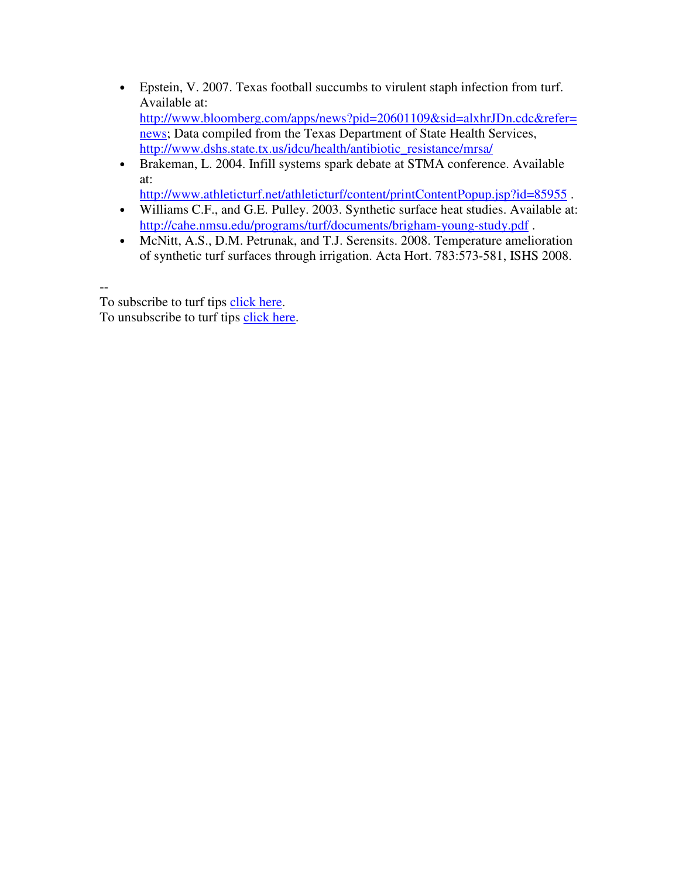- Epstein, V. 2007. Texas football succumbs to virulent staph infection from turf. Available at: http://www.bloomberg.com/apps/news?pid=20601109&sid=alxhrJDn.cdc&refer=news; Data compiled from the Texas Department of State Health Services, http://www.dshs.state.tx.us/idcu/health/antibiotic_resistance/mrsa/
- Brakeman, L. 2004. Infill systems spark debate at STMA conference. Available at: http://www.athleticturf.net/athleticturf/content/printContentPopup.jsp?id=85955 .
- Williams C.F., and G.E. Pulley. 2003. Synthetic surface heat studies. Available at: http://cahe.nmsu.edu/programs/turf/documents/brigham-young-study.pdf .
- McNitt, A.S., D.M. Petrunak, and T.J. Serensits. 2008. Temperature amelioration of synthetic turf surfaces through irrigation. Acta Hort. 783:573-581, ISHS 2008.

--

To subscribe to turf tips click here.

To unsubscribe to turf tips click here.